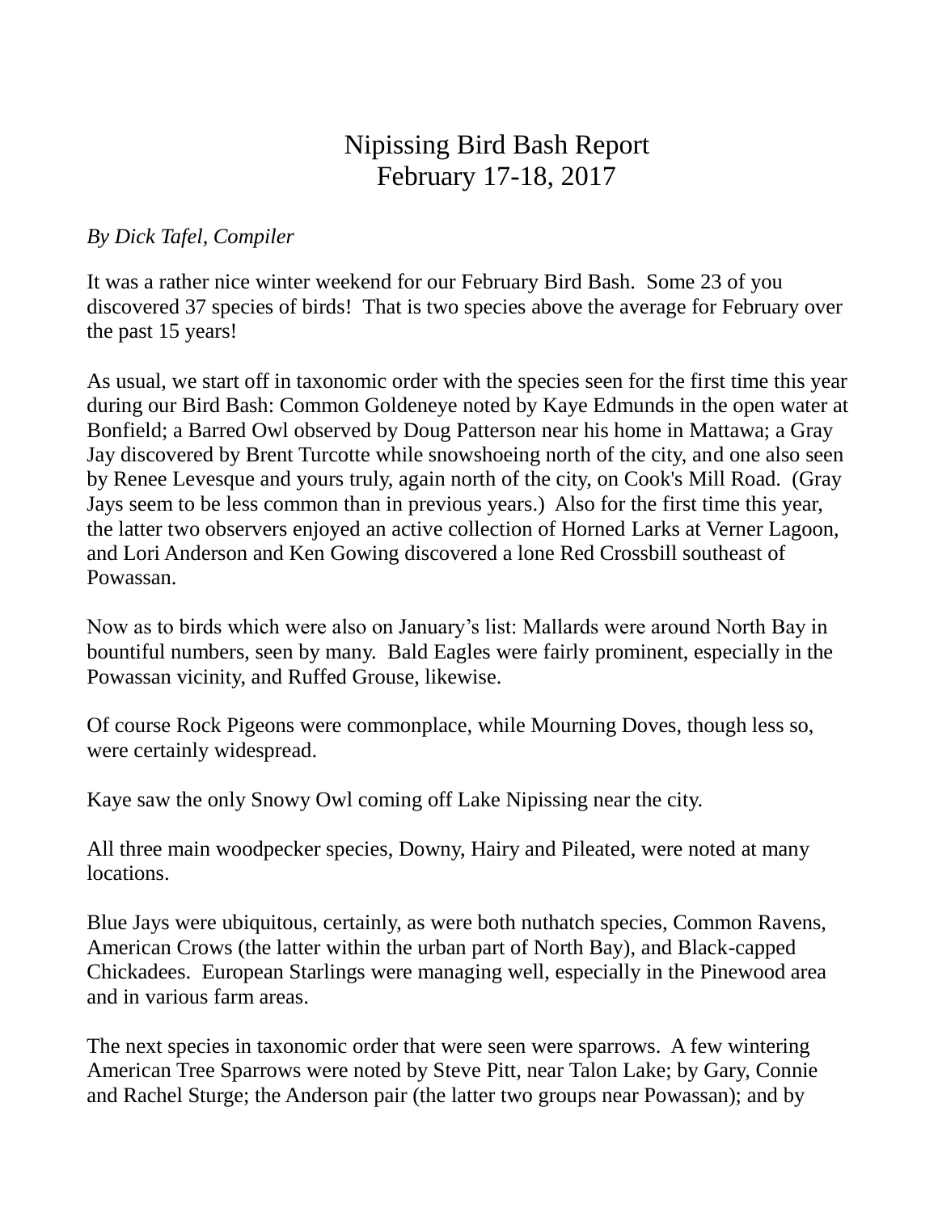# Nipissing Bird Bash Report
## February 17-18, 2017

*By Dick Tafel, Compiler*

It was a rather nice winter weekend for our February Bird Bash. Some 23 of you discovered 37 species of birds! That is two species above the average for February over the past 15 years!

As usual, we start off in taxonomic order with the species seen for the first time this year during our Bird Bash: Common Goldeneye noted by Kaye Edmunds in the open water at Bonfield; a Barred Owl observed by Doug Patterson near his home in Mattawa; a Gray Jay discovered by Brent Turcotte while snowshoeing north of the city, and one also seen by Renee Levesque and yours truly, again north of the city, on Cook's Mill Road. (Gray Jays seem to be less common than in previous years.) Also for the first time this year, the latter two observers enjoyed an active collection of Horned Larks at Verner Lagoon, and Lori Anderson and Ken Gowing discovered a lone Red Crossbill southeast of Powassan.

Now as to birds which were also on January's list: Mallards were around North Bay in bountiful numbers, seen by many. Bald Eagles were fairly prominent, especially in the Powassan vicinity, and Ruffed Grouse, likewise.

Of course Rock Pigeons were commonplace, while Mourning Doves, though less so, were certainly widespread.

Kaye saw the only Snowy Owl coming off Lake Nipissing near the city.

All three main woodpecker species, Downy, Hairy and Pileated, were noted at many locations.

Blue Jays were ubiquitous, certainly, as were both nuthatch species, Common Ravens, American Crows (the latter within the urban part of North Bay), and Black-capped Chickadees. European Starlings were managing well, especially in the Pinewood area and in various farm areas.

The next species in taxonomic order that were seen were sparrows. A few wintering American Tree Sparrows were noted by Steve Pitt, near Talon Lake; by Gary, Connie and Rachel Sturge; the Anderson pair (the latter two groups near Powassan); and by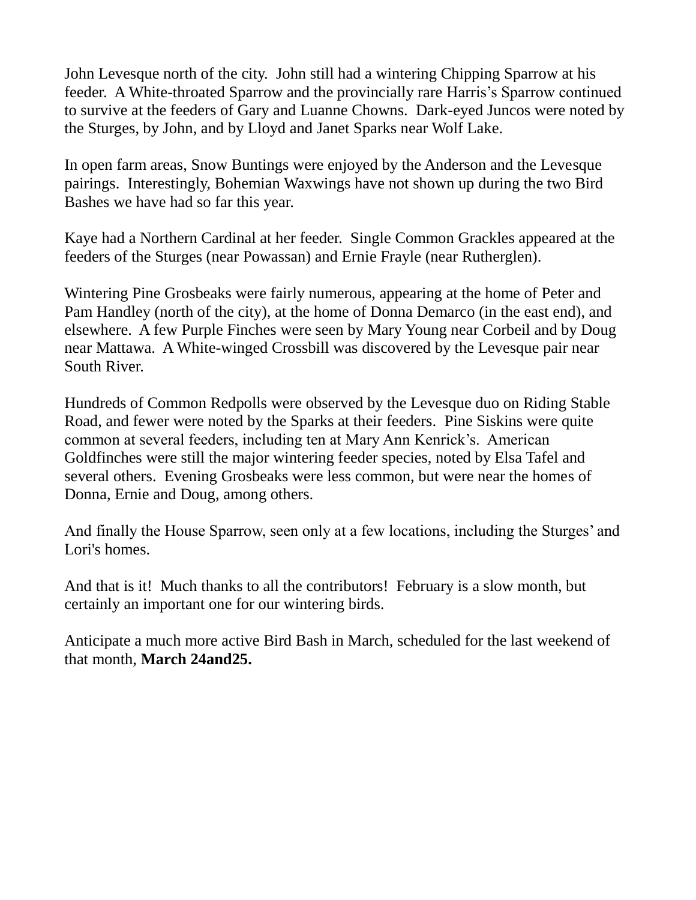John Levesque north of the city. John still had a wintering Chipping Sparrow at his feeder. A White-throated Sparrow and the provincially rare Harris's Sparrow continued to survive at the feeders of Gary and Luanne Chowns. Dark-eyed Juncos were noted by the Sturges, by John, and by Lloyd and Janet Sparks near Wolf Lake.

In open farm areas, Snow Buntings were enjoyed by the Anderson and the Levesque pairings. Interestingly, Bohemian Waxwings have not shown up during the two Bird Bashes we have had so far this year.

Kaye had a Northern Cardinal at her feeder. Single Common Grackles appeared at the feeders of the Sturges (near Powassan) and Ernie Frayle (near Rutherglen).

Wintering Pine Grosbeaks were fairly numerous, appearing at the home of Peter and Pam Handley (north of the city), at the home of Donna Demarco (in the east end), and elsewhere. A few Purple Finches were seen by Mary Young near Corbeil and by Doug near Mattawa. A White-winged Crossbill was discovered by the Levesque pair near South River.

Hundreds of Common Redpolls were observed by the Levesque duo on Riding Stable Road, and fewer were noted by the Sparks at their feeders. Pine Siskins were quite common at several feeders, including ten at Mary Ann Kenrick's. American Goldfinches were still the major wintering feeder species, noted by Elsa Tafel and several others. Evening Grosbeaks were less common, but were near the homes of Donna, Ernie and Doug, among others.

And finally the House Sparrow, seen only at a few locations, including the Sturges' and Lori's homes.

And that is it! Much thanks to all the contributors! February is a slow month, but certainly an important one for our wintering birds.

Anticipate a much more active Bird Bash in March, scheduled for the last weekend of that month, **March 24and25.**